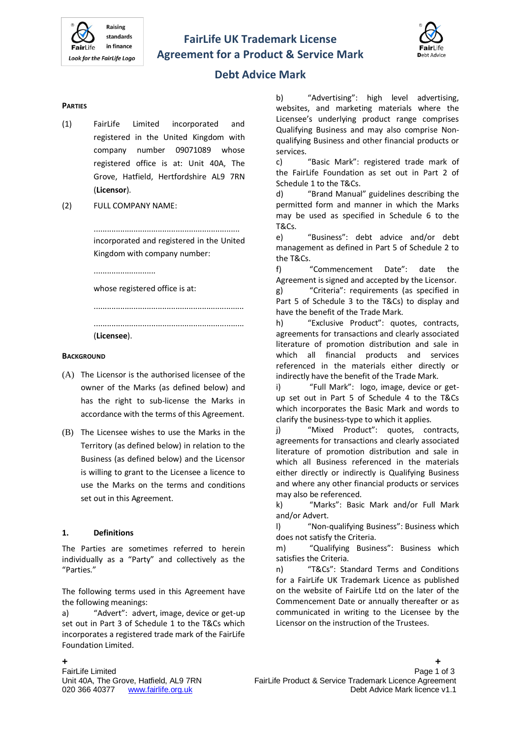# FairLife UK Trademark License Agreement for a Product & Service Mark

## Debt Advice Mark

**PARTIES**

(1) FairLife Limited incorporated and registered in the United Kingdom with company number 09071089 whose registered office is at: Unit 40A, The Grove, Hatfield, Hertfordshire AL9 7RN (**Licensor**).

(2) FULL COMPANY NAME:

.................................................................
incorporated and registered in the United Kingdom with company number:

............................

whose registered office is at:

...................................................................

...................................................................

(**Licensee**).

**BACKGROUND**

(A) The Licensor is the authorised licensee of the owner of the Marks (as defined below) and has the right to sub-license the Marks in accordance with the terms of this Agreement.

(B) The Licensee wishes to use the Marks in the Territory (as defined below) in relation to the Business (as defined below) and the Licensor is willing to grant to the Licensee a licence to use the Marks on the terms and conditions set out in this Agreement.

**1. Definitions**

The Parties are sometimes referred to herein individually as a "Party" and collectively as the "Parties."

The following terms used in this Agreement have the following meanings:

a) "Advert": advert, image, device or get-up set out in Part 3 of Schedule 1 to the T&Cs which incorporates a registered trade mark of the FairLife Foundation Limited.

b) "Advertising": high level advertising, websites, and marketing materials where the Licensee's underlying product range comprises Qualifying Business and may also comprise Non-qualifying Business and other financial products or services.

c) "Basic Mark": registered trade mark of the FairLife Foundation as set out in Part 2 of Schedule 1 to the T&Cs.

d) "Brand Manual" guidelines describing the permitted form and manner in which the Marks may be used as specified in Schedule 6 to the T&Cs.

e) "Business": debt advice and/or debt management as defined in Part 5 of Schedule 2 to the T&Cs.

f) "Commencement Date": date the Agreement is signed and accepted by the Licensor.

g) "Criteria": requirements (as specified in Part 5 of Schedule 3 to the T&Cs) to display and have the benefit of the Trade Mark.

h) "Exclusive Product": quotes, contracts, agreements for transactions and clearly associated literature of promotion distribution and sale in which all financial products and services referenced in the materials either directly or indirectly have the benefit of the Trade Mark.

i) "Full Mark": logo, image, device or get-up set out in Part 5 of Schedule 4 to the T&Cs which incorporates the Basic Mark and words to clarify the business-type to which it applies.

j) "Mixed Product": quotes, contracts, agreements for transactions and clearly associated literature of promotion distribution and sale in which all Business referenced in the materials either directly or indirectly is Qualifying Business and where any other financial products or services may also be referenced.

k) "Marks": Basic Mark and/or Full Mark and/or Advert.

l) "Non-qualifying Business": Business which does not satisfy the Criteria.

m) "Qualifying Business": Business which satisfies the Criteria.

n) "T&Cs": Standard Terms and Conditions for a FairLife UK Trademark Licence as published on the website of FairLife Ltd on the later of the Commencement Date or annually thereafter or as communicated in writing to the Licensee by the Licensor on the instruction of the Trustees.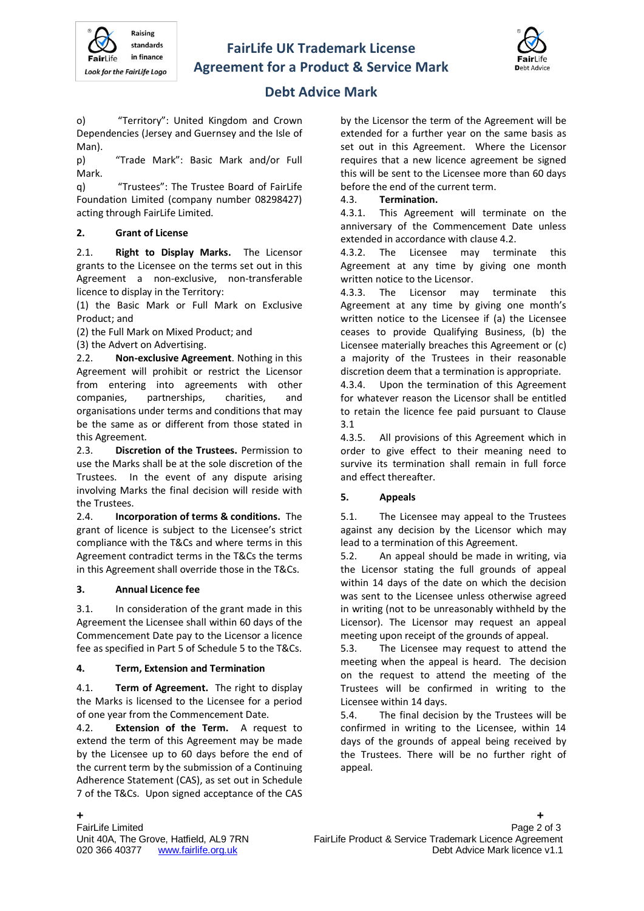o) "Territory": United Kingdom and Crown Dependencies (Jersey and Guernsey and the Isle of Man).

p) "Trade Mark": Basic Mark and/or Full Mark.

q) "Trustees": The Trustee Board of FairLife Foundation Limited (company number 08298427) acting through FairLife Limited.

## 2. Grant of License

2.1. **Right to Display Marks.** The Licensor grants to the Licensee on the terms set out in this Agreement a non-exclusive, non-transferable licence to display in the Territory:

(1) the Basic Mark or Full Mark on Exclusive Product; and

(2) the Full Mark on Mixed Product; and

(3) the Advert on Advertising.

2.2. **Non-exclusive Agreement**. Nothing in this Agreement will prohibit or restrict the Licensor from entering into agreements with other companies, partnerships, charities, and organisations under terms and conditions that may be the same as or different from those stated in this Agreement.

2.3. **Discretion of the Trustees.** Permission to use the Marks shall be at the sole discretion of the Trustees. In the event of any dispute arising involving Marks the final decision will reside with the Trustees.

2.4. **Incorporation of terms & conditions.** The grant of licence is subject to the Licensee's strict compliance with the T&Cs and where terms in this Agreement contradict terms in the T&Cs the terms in this Agreement shall override those in the T&Cs.

## 3. Annual Licence fee

3.1. In consideration of the grant made in this Agreement the Licensee shall within 60 days of the Commencement Date pay to the Licensor a licence fee as specified in Part 5 of Schedule 5 to the T&Cs.

## 4. Term, Extension and Termination

4.1. **Term of Agreement.** The right to display the Marks is licensed to the Licensee for a period of one year from the Commencement Date.

4.2. **Extension of the Term.** A request to extend the term of this Agreement may be made by the Licensee up to 60 days before the end of the current term by the submission of a Continuing Adherence Statement (CAS), as set out in Schedule 7 of the T&Cs. Upon signed acceptance of the CAS by the Licensor the term of the Agreement will be extended for a further year on the same basis as set out in this Agreement. Where the Licensor requires that a new licence agreement be signed this will be sent to the Licensee more than 60 days before the end of the current term.

4.3. **Termination.**

4.3.1. This Agreement will terminate on the anniversary of the Commencement Date unless extended in accordance with clause 4.2.

4.3.2. The Licensee may terminate this Agreement at any time by giving one month written notice to the Licensor.

4.3.3. The Licensor may terminate this Agreement at any time by giving one month's written notice to the Licensee if (a) the Licensee ceases to provide Qualifying Business, (b) the Licensee materially breaches this Agreement or (c) a majority of the Trustees in their reasonable discretion deem that a termination is appropriate.

4.3.4. Upon the termination of this Agreement for whatever reason the Licensor shall be entitled to retain the licence fee paid pursuant to Clause 3.1

4.3.5. All provisions of this Agreement which in order to give effect to their meaning need to survive its termination shall remain in full force and effect thereafter.

## 5. Appeals

5.1. The Licensee may appeal to the Trustees against any decision by the Licensor which may lead to a termination of this Agreement.

5.2. An appeal should be made in writing, via the Licensor stating the full grounds of appeal within 14 days of the date on which the decision was sent to the Licensee unless otherwise agreed in writing (not to be unreasonably withheld by the Licensor). The Licensor may request an appeal meeting upon receipt of the grounds of appeal.

5.3. The Licensee may request to attend the meeting when the appeal is heard. The decision on the request to attend the meeting of the Trustees will be confirmed in writing to the Licensee within 14 days.

5.4. The final decision by the Trustees will be confirmed in writing to the Licensee, within 14 days of the grounds of appeal being received by the Trustees. There will be no further right of appeal.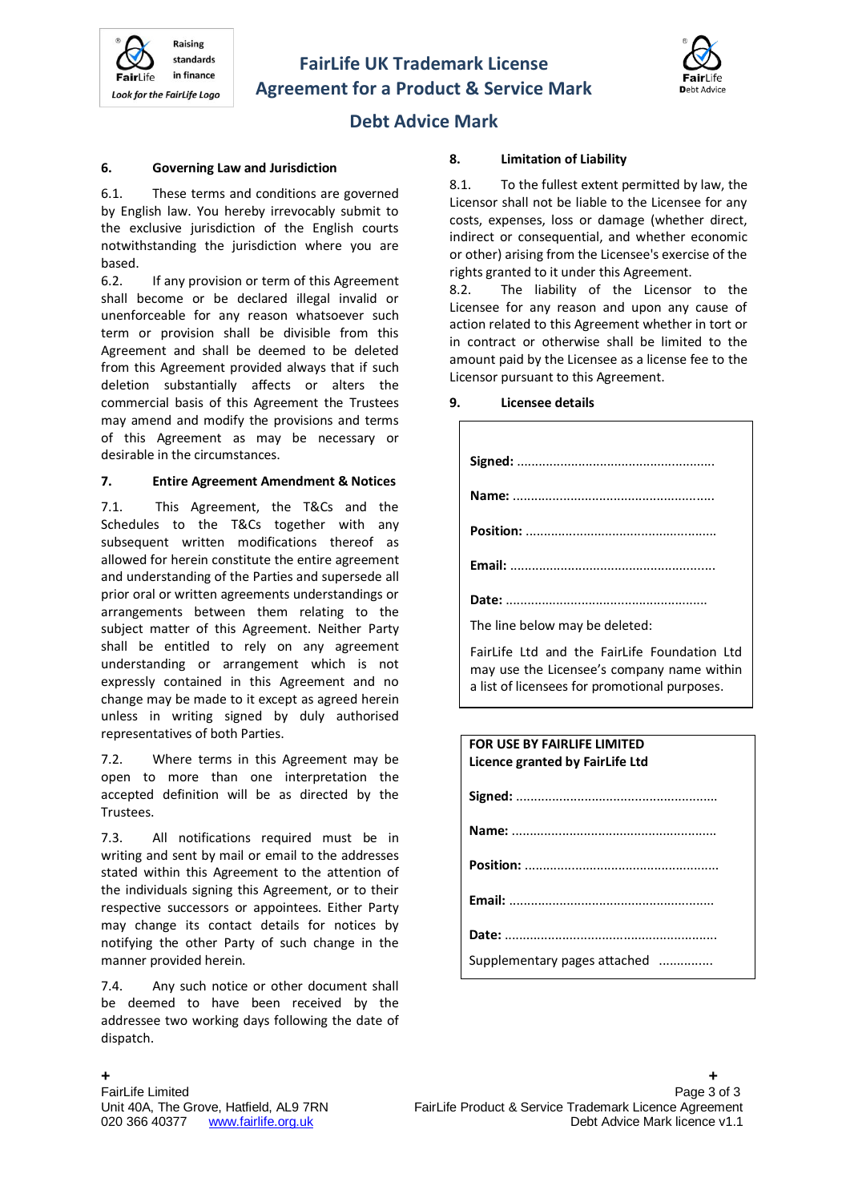# FairLife UK Trademark License Agreement for a Product & Service Mark

## Debt Advice Mark

### 6. Governing Law and Jurisdiction

6.1. These terms and conditions are governed by English law. You hereby irrevocably submit to the exclusive jurisdiction of the English courts notwithstanding the jurisdiction where you are based.

6.2. If any provision or term of this Agreement shall become or be declared illegal invalid or unenforceable for any reason whatsoever such term or provision shall be divisible from this Agreement and shall be deemed to be deleted from this Agreement provided always that if such deletion substantially affects or alters the commercial basis of this Agreement the Trustees may amend and modify the provisions and terms of this Agreement as may be necessary or desirable in the circumstances.

### 7. Entire Agreement Amendment & Notices

7.1. This Agreement, the T&Cs and the Schedules to the T&Cs together with any subsequent written modifications thereof as allowed for herein constitute the entire agreement and understanding of the Parties and supersede all prior oral or written agreements understandings or arrangements between them relating to the subject matter of this Agreement. Neither Party shall be entitled to rely on any agreement understanding or arrangement which is not expressly contained in this Agreement and no change may be made to it except as agreed herein unless in writing signed by duly authorised representatives of both Parties.

7.2. Where terms in this Agreement may be open to more than one interpretation the accepted definition will be as directed by the Trustees.

7.3. All notifications required must be in writing and sent by mail or email to the addresses stated within this Agreement to the attention of the individuals signing this Agreement, or to their respective successors or appointees. Either Party may change its contact details for notices by notifying the other Party of such change in the manner provided herein.

7.4. Any such notice or other document shall be deemed to have been received by the addressee two working days following the date of dispatch.

### 8. Limitation of Liability

8.1. To the fullest extent permitted by law, the Licensor shall not be liable to the Licensee for any costs, expenses, loss or damage (whether direct, indirect or consequential, and whether economic or other) arising from the Licensee's exercise of the rights granted to it under this Agreement.

8.2. The liability of the Licensor to the Licensee for any reason and upon any cause of action related to this Agreement whether in tort or in contract or otherwise shall be limited to the amount paid by the Licensee as a license fee to the Licensor pursuant to this Agreement.

### 9. Licensee details

**Signed:** ......................................................

**Name:** .......................................................

**Position:** ....................................................

**Email:** ........................................................

**Date:** .......................................................

The line below may be deleted:

FairLife Ltd and the FairLife Foundation Ltd may use the Licensee's company name within a list of licensees for promotional purposes.

**FOR USE BY FAIRLIFE LIMITED**
**Licence granted by FairLife Ltd**

**Signed:** .......................................................

**Name:** ........................................................

**Position:** .....................................................

**Email:** ........................................................

**Date:** ..........................................................

Supplementary pages attached ..............

FairLife Limited
Unit 40A, The Grove, Hatfield, AL9 7RN
020 366 40377 www.fairlife.org.uk